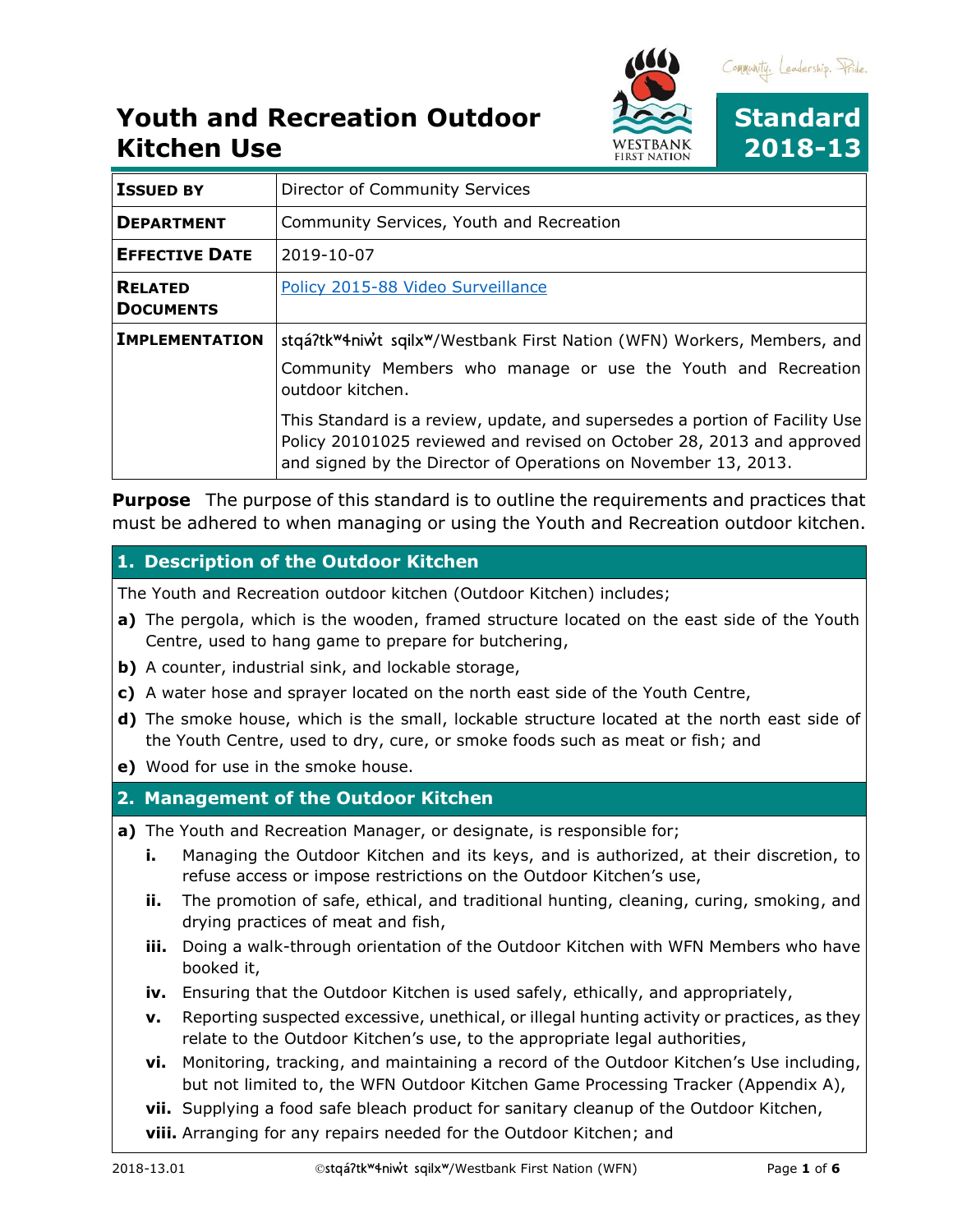# Youth and Recreation Outdoor Kitchen Use

Community. Leadership. Pride.

**Standard 2018-13**

| | |
|---|---|
| **ISSUED BY** | Director of Community Services |
| **DEPARTMENT** | Community Services, Youth and Recreation |
| **EFFECTIVE DATE** | 2019-10-07 |
| **RELATED DOCUMENTS** | Policy 2015-88 Video Surveillance |
| **IMPLEMENTATION** | stqáʔtkʷɬniw̓t sqilxʷ/Westbank First Nation (WFN) Workers, Members, and Community Members who manage or use the Youth and Recreation outdoor kitchen. <br><br> This Standard is a review, update, and supersedes a portion of Facility Use Policy 20101025 reviewed and revised on October 28, 2013 and approved and signed by the Director of Operations on November 13, 2013. |

**Purpose** The purpose of this standard is to outline the requirements and practices that must be adhered to when managing or using the Youth and Recreation outdoor kitchen.

## 1. Description of the Outdoor Kitchen

The Youth and Recreation outdoor kitchen (Outdoor Kitchen) includes;

**a)** The pergola, which is the wooden, framed structure located on the east side of the Youth Centre, used to hang game to prepare for butchering,

**b)** A counter, industrial sink, and lockable storage,

**c)** A water hose and sprayer located on the north east side of the Youth Centre,

**d)** The smoke house, which is the small, lockable structure located at the north east side of the Youth Centre, used to dry, cure, or smoke foods such as meat or fish; and

**e)** Wood for use in the smoke house.

## 2. Management of the Outdoor Kitchen

**a)** The Youth and Recreation Manager, or designate, is responsible for;

- **i.** Managing the Outdoor Kitchen and its keys, and is authorized, at their discretion, to refuse access or impose restrictions on the Outdoor Kitchen's use,
- **ii.** The promotion of safe, ethical, and traditional hunting, cleaning, curing, smoking, and drying practices of meat and fish,
- **iii.** Doing a walk-through orientation of the Outdoor Kitchen with WFN Members who have booked it,
- **iv.** Ensuring that the Outdoor Kitchen is used safely, ethically, and appropriately,
- **v.** Reporting suspected excessive, unethical, or illegal hunting activity or practices, as they relate to the Outdoor Kitchen's use, to the appropriate legal authorities,
- **vi.** Monitoring, tracking, and maintaining a record of the Outdoor Kitchen's Use including, but not limited to, the WFN Outdoor Kitchen Game Processing Tracker (Appendix A),
- **vii.** Supplying a food safe bleach product for sanitary cleanup of the Outdoor Kitchen,
- **viii.** Arranging for any repairs needed for the Outdoor Kitchen; and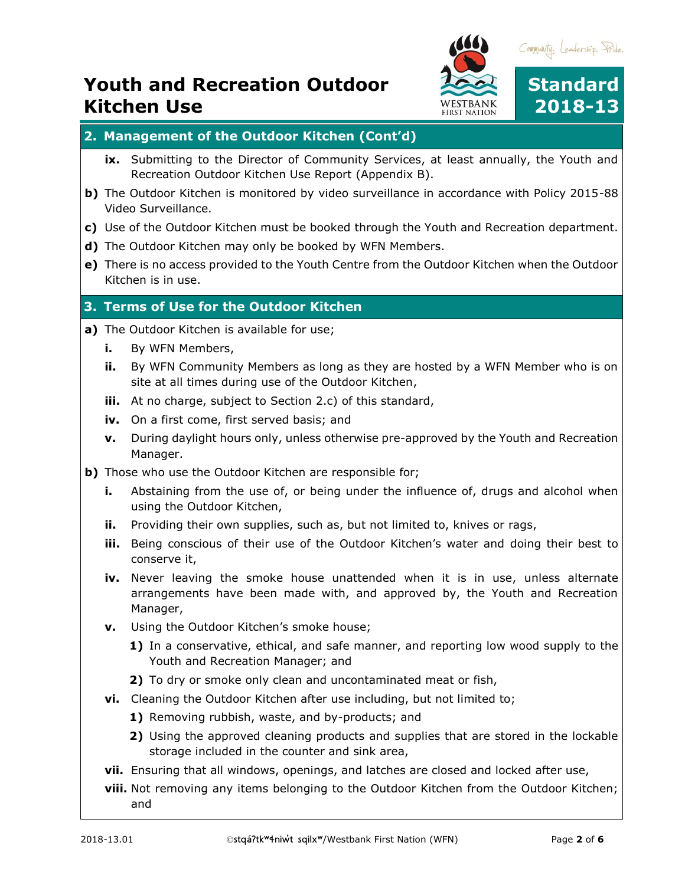## 2. Management of the Outdoor Kitchen (Cont'd)

- **ix.** Submitting to the Director of Community Services, at least annually, the Youth and Recreation Outdoor Kitchen Use Report (Appendix B).

**b)** The Outdoor Kitchen is monitored by video surveillance in accordance with Policy 2015-88 Video Surveillance.

**c)** Use of the Outdoor Kitchen must be booked through the Youth and Recreation department.

**d)** The Outdoor Kitchen may only be booked by WFN Members.

**e)** There is no access provided to the Youth Centre from the Outdoor Kitchen when the Outdoor Kitchen is in use.

## 3. Terms of Use for the Outdoor Kitchen

**a)** The Outdoor Kitchen is available for use;

- **i.** By WFN Members,
- **ii.** By WFN Community Members as long as they are hosted by a WFN Member who is on site at all times during use of the Outdoor Kitchen,
- **iii.** At no charge, subject to Section 2.c) of this standard,
- **iv.** On a first come, first served basis; and
- **v.** During daylight hours only, unless otherwise pre-approved by the Youth and Recreation Manager.

**b)** Those who use the Outdoor Kitchen are responsible for;

- **i.** Abstaining from the use of, or being under the influence of, drugs and alcohol when using the Outdoor Kitchen,
- **ii.** Providing their own supplies, such as, but not limited to, knives or rags,
- **iii.** Being conscious of their use of the Outdoor Kitchen's water and doing their best to conserve it,
- **iv.** Never leaving the smoke house unattended when it is in use, unless alternate arrangements have been made with, and approved by, the Youth and Recreation Manager,
- **v.** Using the Outdoor Kitchen's smoke house;
  - **1)** In a conservative, ethical, and safe manner, and reporting low wood supply to the Youth and Recreation Manager; and
  - **2)** To dry or smoke only clean and uncontaminated meat or fish,
- **vi.** Cleaning the Outdoor Kitchen after use including, but not limited to;
  - **1)** Removing rubbish, waste, and by-products; and
  - **2)** Using the approved cleaning products and supplies that are stored in the lockable storage included in the counter and sink area,
- **vii.** Ensuring that all windows, openings, and latches are closed and locked after use,
- **viii.** Not removing any items belonging to the Outdoor Kitchen from the Outdoor Kitchen; and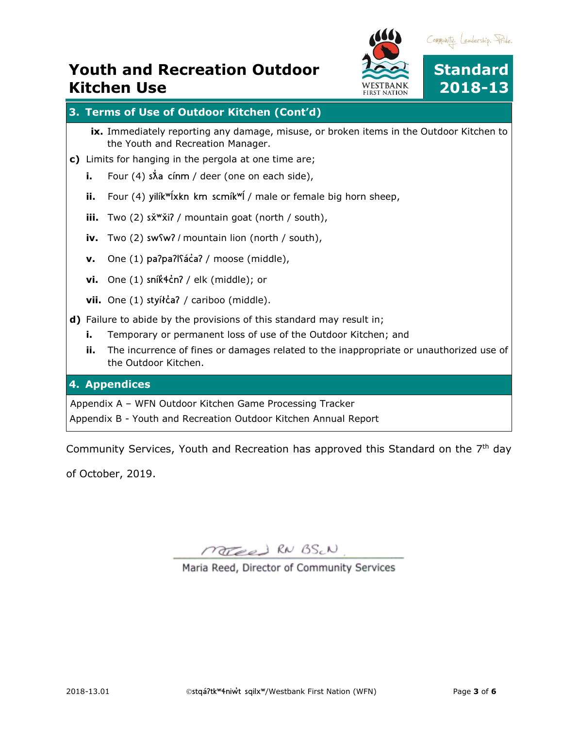# Youth and Recreation Outdoor Kitchen Use

**Standard 2018-13**

## 3. Terms of Use of Outdoor Kitchen (Cont'd)

**ix.** Immediately reporting any damage, misuse, or broken items in the Outdoor Kitchen to the Youth and Recreation Manager.

**c)** Limits for hanging in the pergola at one time are;

- **i.** Four (4) sƛ̓a cínm / deer (one on each side),
- **ii.** Four (4) yilíkʷĺxkn km scmíkʷĺ / male or female big horn sheep,
- **iii.** Two (2) sx̌ʷx̌iʔ / mountain goat (north / south),
- **iv.** Two (2) swʕwʔ / mountain lion (north / south),
- **v.** One (1) paʔpaʔlʕáċaʔ / moose (middle),
- **vi.** One (1) sníķɬċnʔ / elk (middle); or
- **vii.** One (1) styíɬčaʔ / cariboo (middle).

**d)** Failure to abide by the provisions of this standard may result in;

- **i.** Temporary or permanent loss of use of the Outdoor Kitchen; and
- **ii.** The incurrence of fines or damages related to the inappropriate or unauthorized use of the Outdoor Kitchen.

## 4. Appendices

Appendix A – WFN Outdoor Kitchen Game Processing Tracker

Appendix B - Youth and Recreation Outdoor Kitchen Annual Report

Community Services, Youth and Recreation has approved this Standard on the 7th day of October, 2019.

M Reed RN BScN

Maria Reed, Director of Community Services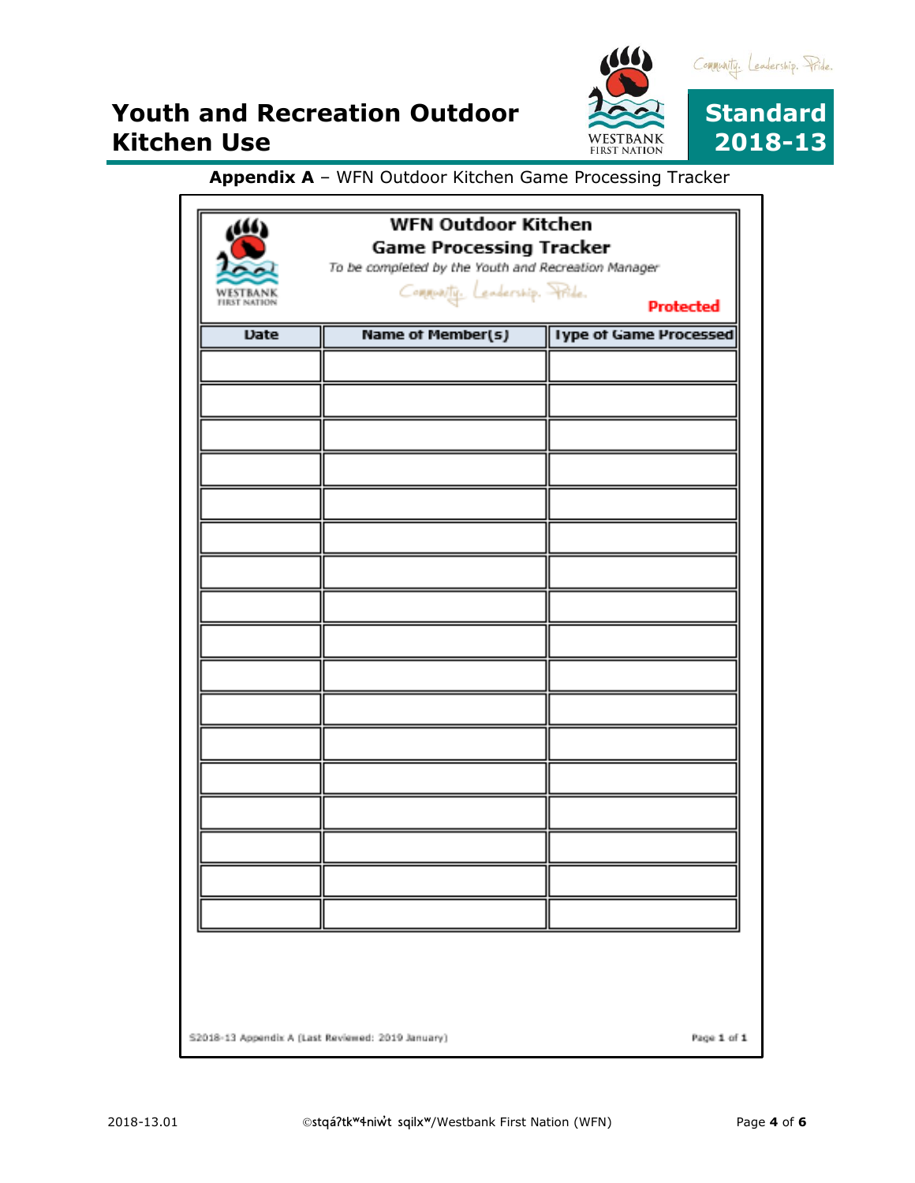**Appendix A** – WFN Outdoor Kitchen Game Processing Tracker

## WFN Outdoor Kitchen Game Processing Tracker

*To be completed by the Youth and Recreation Manager*

Community. Leadership. Pride.

**Protected**

| Date | Name of Member(s) | Type of Game Processed |
|---|---|---|
| | | |
| | | |
| | | |
| | | |
| | | |
| | | |
| | | |
| | | |
| | | |
| | | |
| | | |
| | | |
| | | |
| | | |
| | | |
| | | |
| | | |

S2018-13 Appendix A (Last Reviewed: 2019 January) Page 1 of 1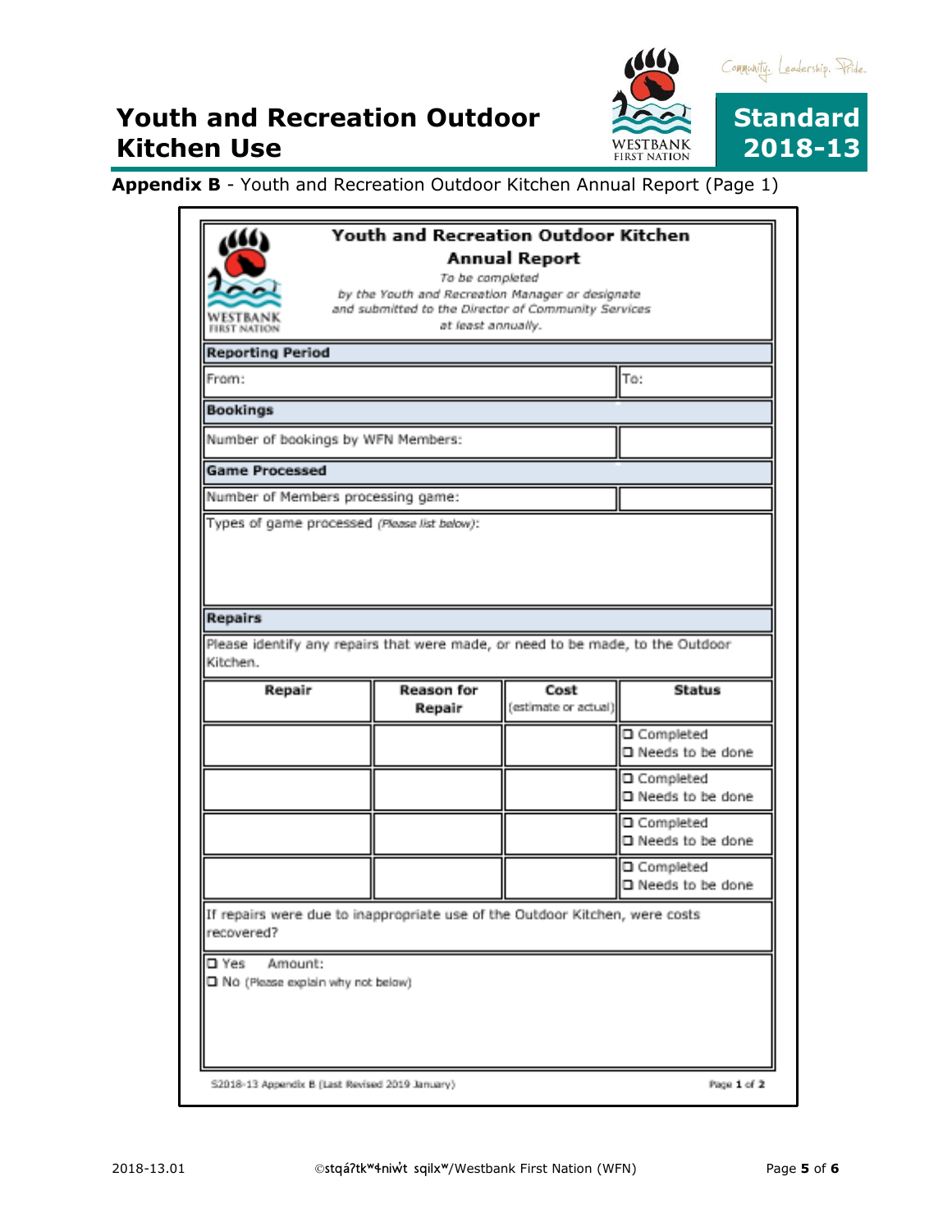## Appendix B - Youth and Recreation Outdoor Kitchen Annual Report (Page 1)

### Youth and Recreation Outdoor Kitchen Annual Report

*To be completed by the Youth and Recreation Manager or designate and submitted to the Director of Community Services at least annually.*

**Reporting Period**

| From: | To: |
|---|---|

**Bookings**

| Number of bookings by WFN Members: | |
|---|---|

**Game Processed**

| Number of Members processing game: | |
|---|---|

Types of game processed *(Please list below)*:

**Repairs**

Please identify any repairs that were made, or need to be made, to the Outdoor Kitchen.

| Repair | Reason for Repair | Cost (estimate or actual) | Status |
|---|---|---|---|
| | | | ☐ Completed ☐ Needs to be done |
| | | | ☐ Completed ☐ Needs to be done |
| | | | ☐ Completed ☐ Needs to be done |
| | | | ☐ Completed ☐ Needs to be done |

If repairs were due to inappropriate use of the Outdoor Kitchen, were costs recovered?

☐ Yes Amount:

☐ No (Please explain why not below)

S2018-13 Appendix B (Last Revised 2019 January)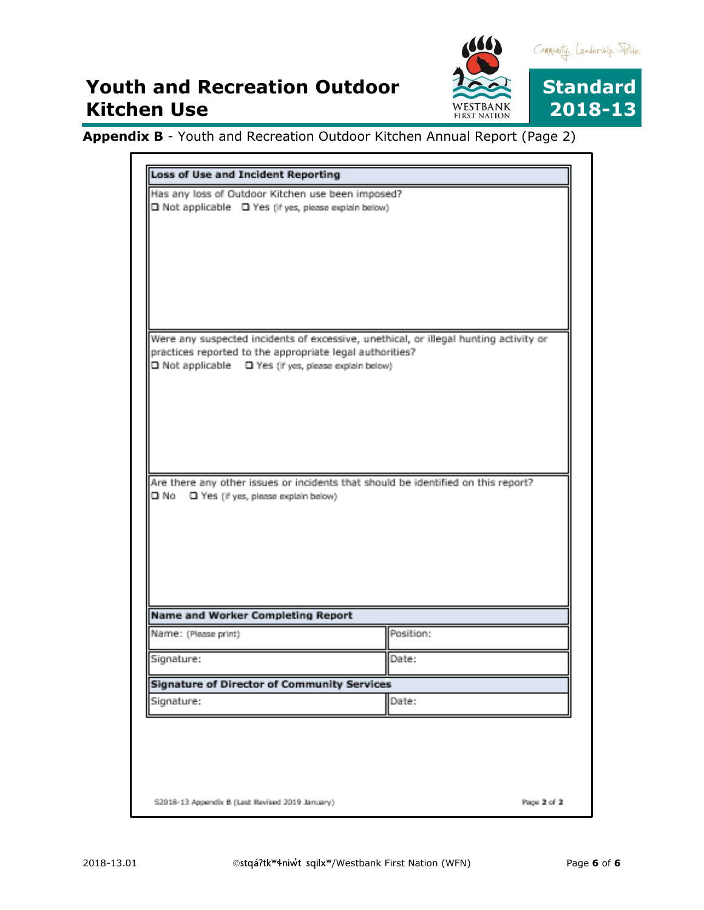# Youth and Recreation Outdoor Kitchen Use

**Standard 2018-13**

**Appendix B** - Youth and Recreation Outdoor Kitchen Annual Report (Page 2)

**Loss of Use and Incident Reporting**

Has any loss of Outdoor Kitchen use been imposed?

☐ Not applicable ☐ Yes (if yes, please explain below)

Were any suspected incidents of excessive, unethical, or illegal hunting activity or practices reported to the appropriate legal authorities?

☐ Not applicable ☐ Yes (if yes, please explain below)

Are there any other issues or incidents that should be identified on this report?

☐ No ☐ Yes (if yes, please explain below)

| Name and Worker Completing Report | |
|---|---|
| Name: (Please print) | Position: |
| Signature: | Date: |

| Signature of Director of Community Services | |
|---|---|
| Signature: | Date: |

S2018-13 Appendix B (Last Revised 2019 January)

2018-13.01 ©stqáʔtkʷɬniw̓t sqilxʷ/Westbank First Nation (WFN)